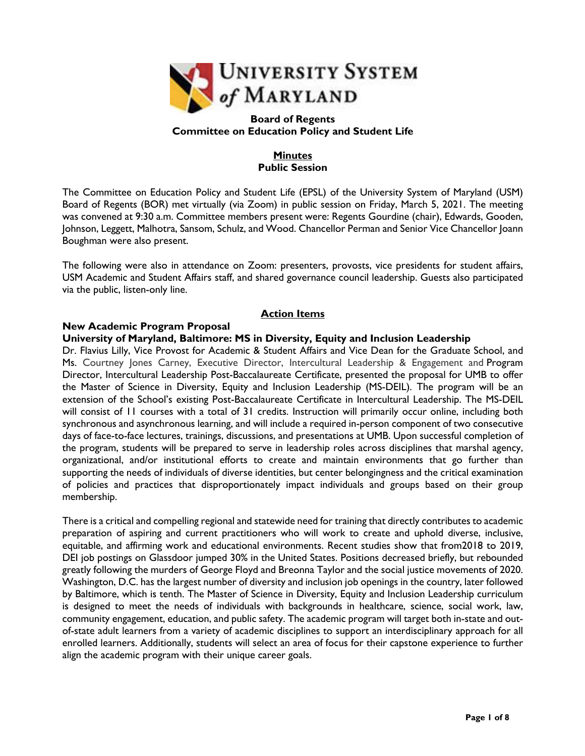UNIVERSITY SYSTEM of MARYLAND

**Board of Regents**
**Committee on Education Policy and Student Life**

**Minutes**
**Public Session**

The Committee on Education Policy and Student Life (EPSL) of the University System of Maryland (USM) Board of Regents (BOR) met virtually (via Zoom) in public session on Friday, March 5, 2021. The meeting was convened at 9:30 a.m. Committee members present were: Regents Gourdine (chair), Edwards, Gooden, Johnson, Leggett, Malhotra, Sansom, Schulz, and Wood. Chancellor Perman and Senior Vice Chancellor Joann Boughman were also present.

The following were also in attendance on Zoom: presenters, provosts, vice presidents for student affairs, USM Academic and Student Affairs staff, and shared governance council leadership. Guests also participated via the public, listen-only line.

## Action Items

**New Academic Program Proposal**
**University of Maryland, Baltimore: MS in Diversity, Equity and Inclusion Leadership**

Dr. Flavius Lilly, Vice Provost for Academic & Student Affairs and Vice Dean for the Graduate School, and Ms. Courtney Jones Carney, Executive Director, Intercultural Leadership & Engagement and Program Director, Intercultural Leadership Post-Baccalaureate Certificate, presented the proposal for UMB to offer the Master of Science in Diversity, Equity and Inclusion Leadership (MS-DEIL). The program will be an extension of the School's existing Post-Baccalaureate Certificate in Intercultural Leadership. The MS-DEIL will consist of 11 courses with a total of 31 credits. Instruction will primarily occur online, including both synchronous and asynchronous learning, and will include a required in-person component of two consecutive days of face-to-face lectures, trainings, discussions, and presentations at UMB. Upon successful completion of the program, students will be prepared to serve in leadership roles across disciplines that marshal agency, organizational, and/or institutional efforts to create and maintain environments that go further than supporting the needs of individuals of diverse identities, but center belongingness and the critical examination of policies and practices that disproportionately impact individuals and groups based on their group membership.

There is a critical and compelling regional and statewide need for training that directly contributes to academic preparation of aspiring and current practitioners who will work to create and uphold diverse, inclusive, equitable, and affirming work and educational environments. Recent studies show that from2018 to 2019, DEI job postings on Glassdoor jumped 30% in the United States. Positions decreased briefly, but rebounded greatly following the murders of George Floyd and Breonna Taylor and the social justice movements of 2020. Washington, D.C. has the largest number of diversity and inclusion job openings in the country, later followed by Baltimore, which is tenth. The Master of Science in Diversity, Equity and Inclusion Leadership curriculum is designed to meet the needs of individuals with backgrounds in healthcare, science, social work, law, community engagement, education, and public safety. The academic program will target both in-state and out-of-state adult learners from a variety of academic disciplines to support an interdisciplinary approach for all enrolled learners. Additionally, students will select an area of focus for their capstone experience to further align the academic program with their unique career goals.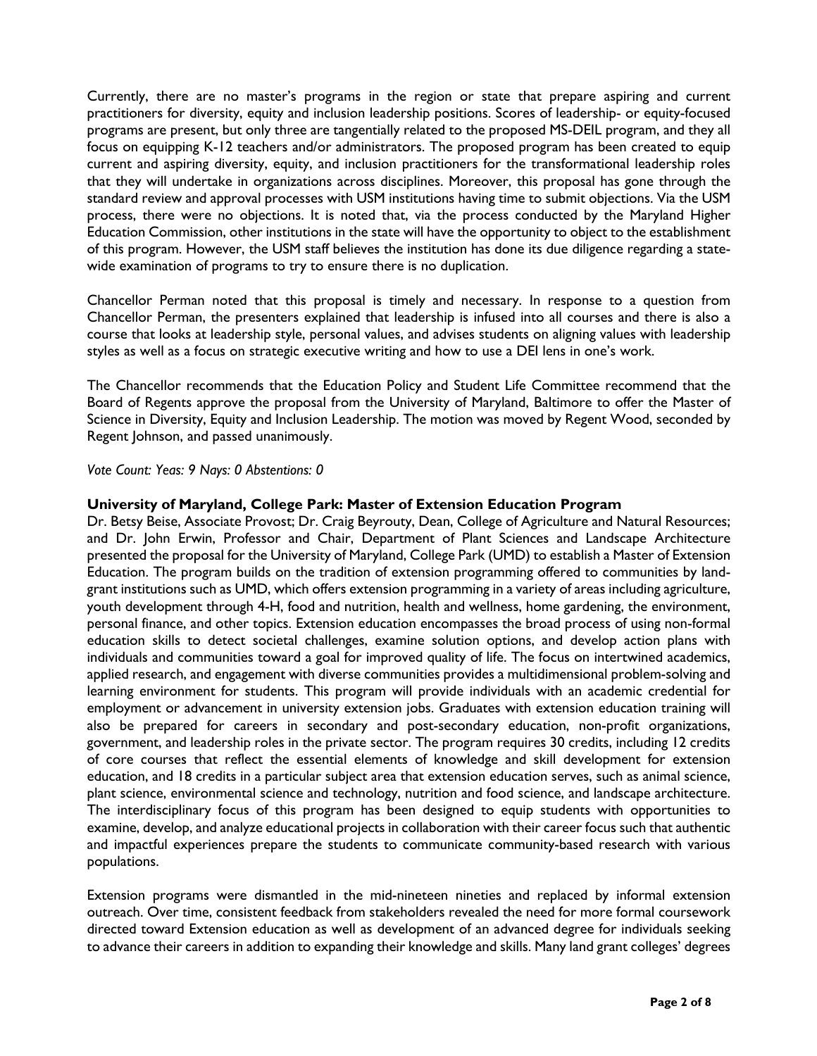Currently, there are no master's programs in the region or state that prepare aspiring and current practitioners for diversity, equity and inclusion leadership positions. Scores of leadership- or equity-focused programs are present, but only three are tangentially related to the proposed MS-DEIL program, and they all focus on equipping K-12 teachers and/or administrators. The proposed program has been created to equip current and aspiring diversity, equity, and inclusion practitioners for the transformational leadership roles that they will undertake in organizations across disciplines. Moreover, this proposal has gone through the standard review and approval processes with USM institutions having time to submit objections. Via the USM process, there were no objections. It is noted that, via the process conducted by the Maryland Higher Education Commission, other institutions in the state will have the opportunity to object to the establishment of this program. However, the USM staff believes the institution has done its due diligence regarding a state-wide examination of programs to try to ensure there is no duplication.

Chancellor Perman noted that this proposal is timely and necessary. In response to a question from Chancellor Perman, the presenters explained that leadership is infused into all courses and there is also a course that looks at leadership style, personal values, and advises students on aligning values with leadership styles as well as a focus on strategic executive writing and how to use a DEI lens in one's work.

The Chancellor recommends that the Education Policy and Student Life Committee recommend that the Board of Regents approve the proposal from the University of Maryland, Baltimore to offer the Master of Science in Diversity, Equity and Inclusion Leadership. The motion was moved by Regent Wood, seconded by Regent Johnson, and passed unanimously.

*Vote Count: Yeas: 9 Nays: 0 Abstentions: 0*

**University of Maryland, College Park: Master of Extension Education Program**

Dr. Betsy Beise, Associate Provost; Dr. Craig Beyrouty, Dean, College of Agriculture and Natural Resources; and Dr. John Erwin, Professor and Chair, Department of Plant Sciences and Landscape Architecture presented the proposal for the University of Maryland, College Park (UMD) to establish a Master of Extension Education. The program builds on the tradition of extension programming offered to communities by land-grant institutions such as UMD, which offers extension programming in a variety of areas including agriculture, youth development through 4-H, food and nutrition, health and wellness, home gardening, the environment, personal finance, and other topics. Extension education encompasses the broad process of using non-formal education skills to detect societal challenges, examine solution options, and develop action plans with individuals and communities toward a goal for improved quality of life. The focus on intertwined academics, applied research, and engagement with diverse communities provides a multidimensional problem-solving and learning environment for students. This program will provide individuals with an academic credential for employment or advancement in university extension jobs. Graduates with extension education training will also be prepared for careers in secondary and post-secondary education, non-profit organizations, government, and leadership roles in the private sector. The program requires 30 credits, including 12 credits of core courses that reflect the essential elements of knowledge and skill development for extension education, and 18 credits in a particular subject area that extension education serves, such as animal science, plant science, environmental science and technology, nutrition and food science, and landscape architecture. The interdisciplinary focus of this program has been designed to equip students with opportunities to examine, develop, and analyze educational projects in collaboration with their career focus such that authentic and impactful experiences prepare the students to communicate community-based research with various populations.

Extension programs were dismantled in the mid-nineteen nineties and replaced by informal extension outreach. Over time, consistent feedback from stakeholders revealed the need for more formal coursework directed toward Extension education as well as development of an advanced degree for individuals seeking to advance their careers in addition to expanding their knowledge and skills. Many land grant colleges' degrees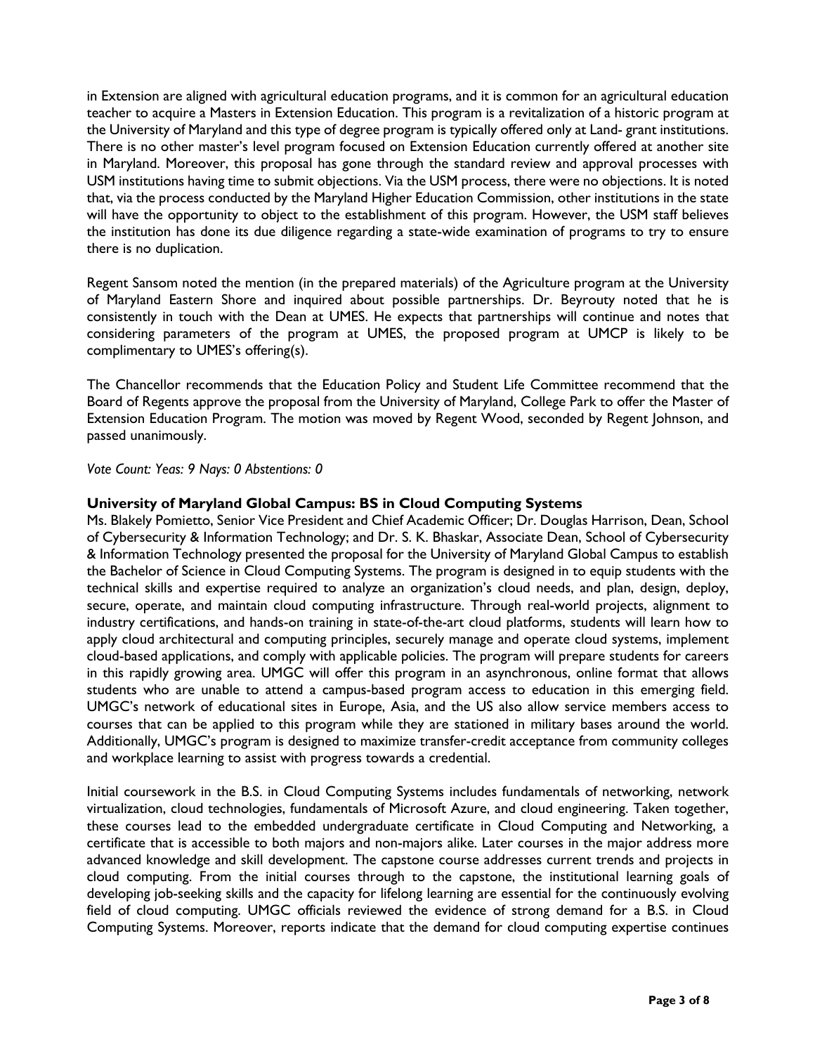in Extension are aligned with agricultural education programs, and it is common for an agricultural education teacher to acquire a Masters in Extension Education. This program is a revitalization of a historic program at the University of Maryland and this type of degree program is typically offered only at Land- grant institutions. There is no other master's level program focused on Extension Education currently offered at another site in Maryland. Moreover, this proposal has gone through the standard review and approval processes with USM institutions having time to submit objections. Via the USM process, there were no objections. It is noted that, via the process conducted by the Maryland Higher Education Commission, other institutions in the state will have the opportunity to object to the establishment of this program. However, the USM staff believes the institution has done its due diligence regarding a state-wide examination of programs to try to ensure there is no duplication.

Regent Sansom noted the mention (in the prepared materials) of the Agriculture program at the University of Maryland Eastern Shore and inquired about possible partnerships. Dr. Beyrouty noted that he is consistently in touch with the Dean at UMES. He expects that partnerships will continue and notes that considering parameters of the program at UMES, the proposed program at UMCP is likely to be complimentary to UMES's offering(s).

The Chancellor recommends that the Education Policy and Student Life Committee recommend that the Board of Regents approve the proposal from the University of Maryland, College Park to offer the Master of Extension Education Program. The motion was moved by Regent Wood, seconded by Regent Johnson, and passed unanimously.

*Vote Count: Yeas: 9 Nays: 0 Abstentions: 0*

**University of Maryland Global Campus: BS in Cloud Computing Systems**

Ms. Blakely Pomietto, Senior Vice President and Chief Academic Officer; Dr. Douglas Harrison, Dean, School of Cybersecurity & Information Technology; and Dr. S. K. Bhaskar, Associate Dean, School of Cybersecurity & Information Technology presented the proposal for the University of Maryland Global Campus to establish the Bachelor of Science in Cloud Computing Systems. The program is designed in to equip students with the technical skills and expertise required to analyze an organization's cloud needs, and plan, design, deploy, secure, operate, and maintain cloud computing infrastructure. Through real-world projects, alignment to industry certifications, and hands-on training in state-of-the-art cloud platforms, students will learn how to apply cloud architectural and computing principles, securely manage and operate cloud systems, implement cloud-based applications, and comply with applicable policies. The program will prepare students for careers in this rapidly growing area. UMGC will offer this program in an asynchronous, online format that allows students who are unable to attend a campus-based program access to education in this emerging field. UMGC's network of educational sites in Europe, Asia, and the US also allow service members access to courses that can be applied to this program while they are stationed in military bases around the world. Additionally, UMGC's program is designed to maximize transfer-credit acceptance from community colleges and workplace learning to assist with progress towards a credential.

Initial coursework in the B.S. in Cloud Computing Systems includes fundamentals of networking, network virtualization, cloud technologies, fundamentals of Microsoft Azure, and cloud engineering. Taken together, these courses lead to the embedded undergraduate certificate in Cloud Computing and Networking, a certificate that is accessible to both majors and non-majors alike. Later courses in the major address more advanced knowledge and skill development. The capstone course addresses current trends and projects in cloud computing. From the initial courses through to the capstone, the institutional learning goals of developing job-seeking skills and the capacity for lifelong learning are essential for the continuously evolving field of cloud computing. UMGC officials reviewed the evidence of strong demand for a B.S. in Cloud Computing Systems. Moreover, reports indicate that the demand for cloud computing expertise continues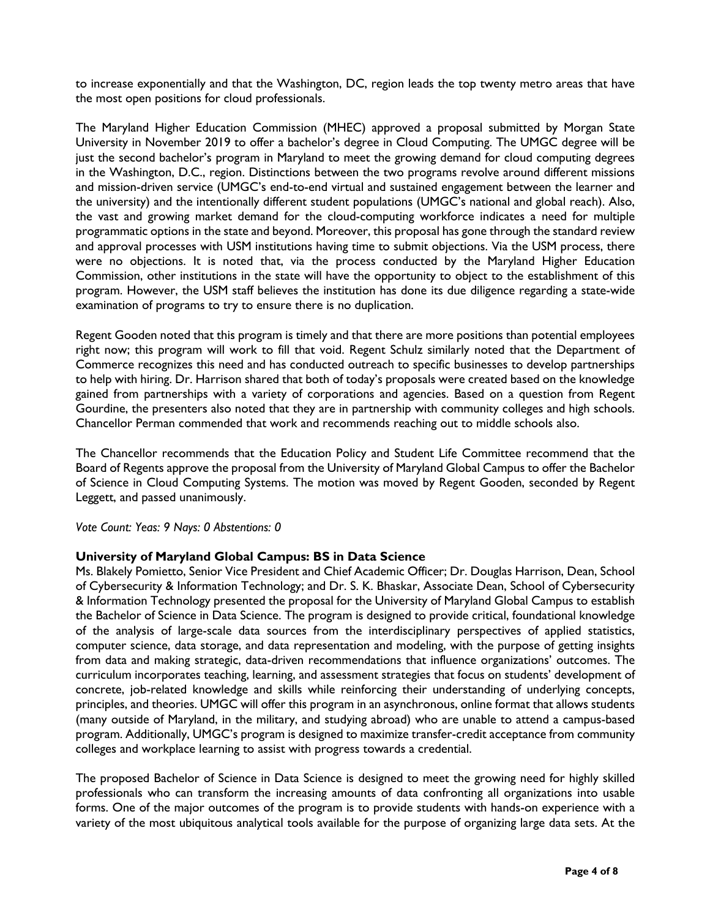to increase exponentially and that the Washington, DC, region leads the top twenty metro areas that have the most open positions for cloud professionals.

The Maryland Higher Education Commission (MHEC) approved a proposal submitted by Morgan State University in November 2019 to offer a bachelor's degree in Cloud Computing. The UMGC degree will be just the second bachelor's program in Maryland to meet the growing demand for cloud computing degrees in the Washington, D.C., region. Distinctions between the two programs revolve around different missions and mission-driven service (UMGC's end-to-end virtual and sustained engagement between the learner and the university) and the intentionally different student populations (UMGC's national and global reach). Also, the vast and growing market demand for the cloud-computing workforce indicates a need for multiple programmatic options in the state and beyond. Moreover, this proposal has gone through the standard review and approval processes with USM institutions having time to submit objections. Via the USM process, there were no objections. It is noted that, via the process conducted by the Maryland Higher Education Commission, other institutions in the state will have the opportunity to object to the establishment of this program. However, the USM staff believes the institution has done its due diligence regarding a state-wide examination of programs to try to ensure there is no duplication.

Regent Gooden noted that this program is timely and that there are more positions than potential employees right now; this program will work to fill that void. Regent Schulz similarly noted that the Department of Commerce recognizes this need and has conducted outreach to specific businesses to develop partnerships to help with hiring. Dr. Harrison shared that both of today's proposals were created based on the knowledge gained from partnerships with a variety of corporations and agencies. Based on a question from Regent Gourdine, the presenters also noted that they are in partnership with community colleges and high schools. Chancellor Perman commended that work and recommends reaching out to middle schools also.

The Chancellor recommends that the Education Policy and Student Life Committee recommend that the Board of Regents approve the proposal from the University of Maryland Global Campus to offer the Bachelor of Science in Cloud Computing Systems. The motion was moved by Regent Gooden, seconded by Regent Leggett, and passed unanimously.

*Vote Count: Yeas: 9 Nays: 0 Abstentions: 0*

**University of Maryland Global Campus: BS in Data Science**

Ms. Blakely Pomietto, Senior Vice President and Chief Academic Officer; Dr. Douglas Harrison, Dean, School of Cybersecurity & Information Technology; and Dr. S. K. Bhaskar, Associate Dean, School of Cybersecurity & Information Technology presented the proposal for the University of Maryland Global Campus to establish the Bachelor of Science in Data Science. The program is designed to provide critical, foundational knowledge of the analysis of large-scale data sources from the interdisciplinary perspectives of applied statistics, computer science, data storage, and data representation and modeling, with the purpose of getting insights from data and making strategic, data-driven recommendations that influence organizations' outcomes. The curriculum incorporates teaching, learning, and assessment strategies that focus on students' development of concrete, job-related knowledge and skills while reinforcing their understanding of underlying concepts, principles, and theories. UMGC will offer this program in an asynchronous, online format that allows students (many outside of Maryland, in the military, and studying abroad) who are unable to attend a campus-based program. Additionally, UMGC's program is designed to maximize transfer-credit acceptance from community colleges and workplace learning to assist with progress towards a credential.

The proposed Bachelor of Science in Data Science is designed to meet the growing need for highly skilled professionals who can transform the increasing amounts of data confronting all organizations into usable forms. One of the major outcomes of the program is to provide students with hands-on experience with a variety of the most ubiquitous analytical tools available for the purpose of organizing large data sets. At the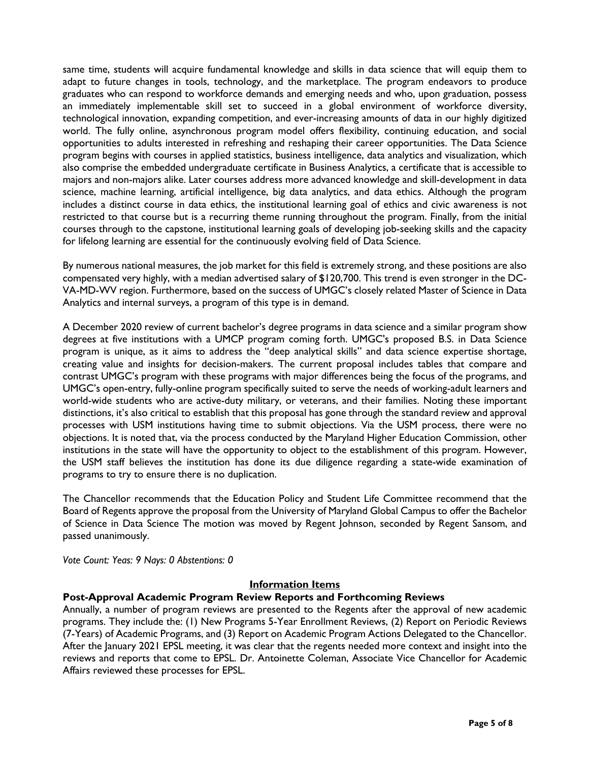same time, students will acquire fundamental knowledge and skills in data science that will equip them to adapt to future changes in tools, technology, and the marketplace. The program endeavors to produce graduates who can respond to workforce demands and emerging needs and who, upon graduation, possess an immediately implementable skill set to succeed in a global environment of workforce diversity, technological innovation, expanding competition, and ever-increasing amounts of data in our highly digitized world. The fully online, asynchronous program model offers flexibility, continuing education, and social opportunities to adults interested in refreshing and reshaping their career opportunities. The Data Science program begins with courses in applied statistics, business intelligence, data analytics and visualization, which also comprise the embedded undergraduate certificate in Business Analytics, a certificate that is accessible to majors and non-majors alike. Later courses address more advanced knowledge and skill-development in data science, machine learning, artificial intelligence, big data analytics, and data ethics. Although the program includes a distinct course in data ethics, the institutional learning goal of ethics and civic awareness is not restricted to that course but is a recurring theme running throughout the program. Finally, from the initial courses through to the capstone, institutional learning goals of developing job-seeking skills and the capacity for lifelong learning are essential for the continuously evolving field of Data Science.

By numerous national measures, the job market for this field is extremely strong, and these positions are also compensated very highly, with a median advertised salary of $120,700. This trend is even stronger in the DC-VA-MD-WV region. Furthermore, based on the success of UMGC's closely related Master of Science in Data Analytics and internal surveys, a program of this type is in demand.

A December 2020 review of current bachelor's degree programs in data science and a similar program show degrees at five institutions with a UMCP program coming forth. UMGC's proposed B.S. in Data Science program is unique, as it aims to address the "deep analytical skills" and data science expertise shortage, creating value and insights for decision-makers. The current proposal includes tables that compare and contrast UMGC's program with these programs with major differences being the focus of the programs, and UMGC's open-entry, fully-online program specifically suited to serve the needs of working-adult learners and world-wide students who are active-duty military, or veterans, and their families. Noting these important distinctions, it's also critical to establish that this proposal has gone through the standard review and approval processes with USM institutions having time to submit objections. Via the USM process, there were no objections. It is noted that, via the process conducted by the Maryland Higher Education Commission, other institutions in the state will have the opportunity to object to the establishment of this program. However, the USM staff believes the institution has done its due diligence regarding a state-wide examination of programs to try to ensure there is no duplication.

The Chancellor recommends that the Education Policy and Student Life Committee recommend that the Board of Regents approve the proposal from the University of Maryland Global Campus to offer the Bachelor of Science in Data Science The motion was moved by Regent Johnson, seconded by Regent Sansom, and passed unanimously.

*Vote Count: Yeas: 9 Nays: 0 Abstentions: 0*

## Information Items

### Post-Approval Academic Program Review Reports and Forthcoming Reviews

Annually, a number of program reviews are presented to the Regents after the approval of new academic programs. They include the: (1) New Programs 5-Year Enrollment Reviews, (2) Report on Periodic Reviews (7-Years) of Academic Programs, and (3) Report on Academic Program Actions Delegated to the Chancellor. After the January 2021 EPSL meeting, it was clear that the regents needed more context and insight into the reviews and reports that come to EPSL. Dr. Antoinette Coleman, Associate Vice Chancellor for Academic Affairs reviewed these processes for EPSL.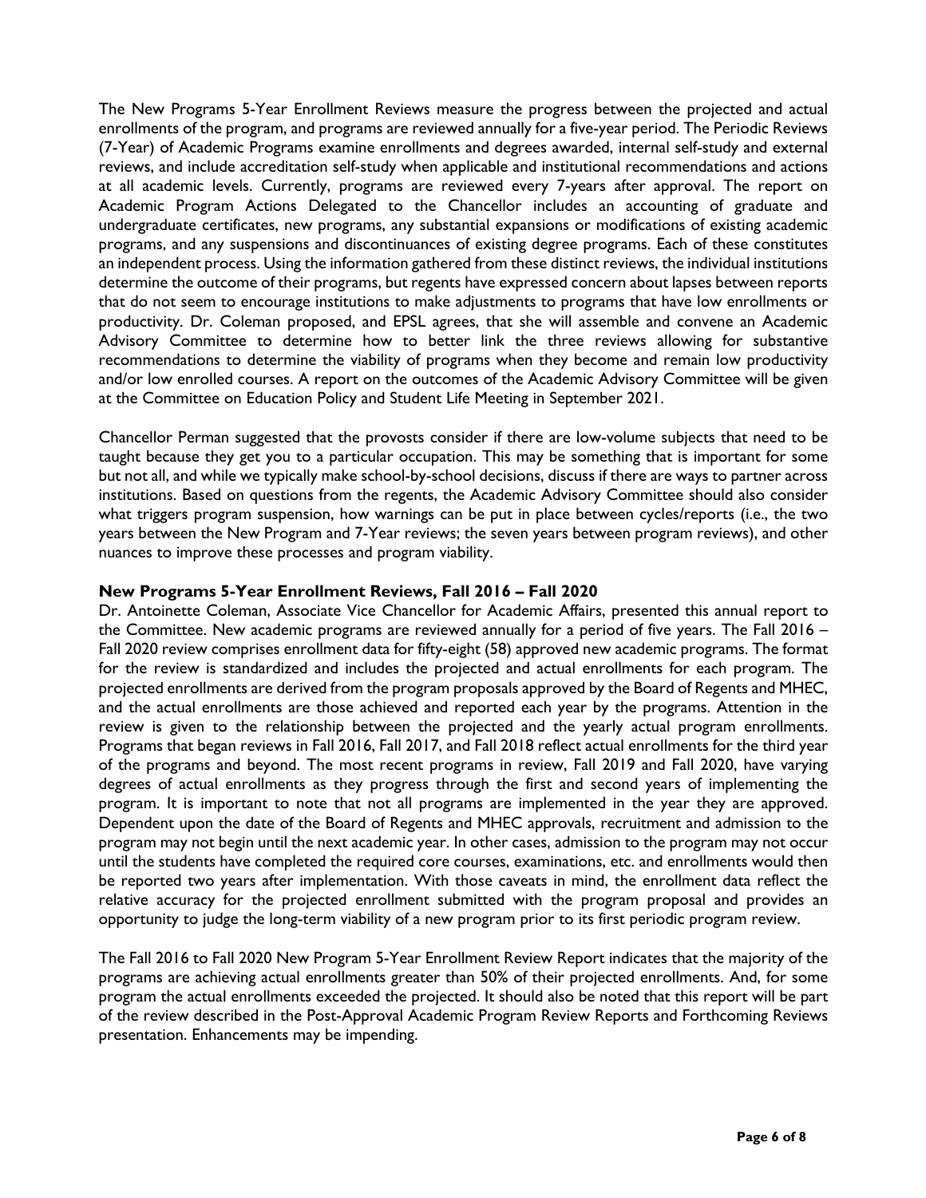The New Programs 5-Year Enrollment Reviews measure the progress between the projected and actual enrollments of the program, and programs are reviewed annually for a five-year period. The Periodic Reviews (7-Year) of Academic Programs examine enrollments and degrees awarded, internal self-study and external reviews, and include accreditation self-study when applicable and institutional recommendations and actions at all academic levels. Currently, programs are reviewed every 7-years after approval. The report on Academic Program Actions Delegated to the Chancellor includes an accounting of graduate and undergraduate certificates, new programs, any substantial expansions or modifications of existing academic programs, and any suspensions and discontinuances of existing degree programs. Each of these constitutes an independent process. Using the information gathered from these distinct reviews, the individual institutions determine the outcome of their programs, but regents have expressed concern about lapses between reports that do not seem to encourage institutions to make adjustments to programs that have low enrollments or productivity. Dr. Coleman proposed, and EPSL agrees, that she will assemble and convene an Academic Advisory Committee to determine how to better link the three reviews allowing for substantive recommendations to determine the viability of programs when they become and remain low productivity and/or low enrolled courses. A report on the outcomes of the Academic Advisory Committee will be given at the Committee on Education Policy and Student Life Meeting in September 2021.

Chancellor Perman suggested that the provosts consider if there are low-volume subjects that need to be taught because they get you to a particular occupation. This may be something that is important for some but not all, and while we typically make school-by-school decisions, discuss if there are ways to partner across institutions. Based on questions from the regents, the Academic Advisory Committee should also consider what triggers program suspension, how warnings can be put in place between cycles/reports (i.e., the two years between the New Program and 7-Year reviews; the seven years between program reviews), and other nuances to improve these processes and program viability.

**New Programs 5-Year Enrollment Reviews, Fall 2016 – Fall 2020**

Dr. Antoinette Coleman, Associate Vice Chancellor for Academic Affairs, presented this annual report to the Committee. New academic programs are reviewed annually for a period of five years. The Fall 2016 – Fall 2020 review comprises enrollment data for fifty-eight (58) approved new academic programs. The format for the review is standardized and includes the projected and actual enrollments for each program. The projected enrollments are derived from the program proposals approved by the Board of Regents and MHEC, and the actual enrollments are those achieved and reported each year by the programs. Attention in the review is given to the relationship between the projected and the yearly actual program enrollments. Programs that began reviews in Fall 2016, Fall 2017, and Fall 2018 reflect actual enrollments for the third year of the programs and beyond. The most recent programs in review, Fall 2019 and Fall 2020, have varying degrees of actual enrollments as they progress through the first and second years of implementing the program. It is important to note that not all programs are implemented in the year they are approved. Dependent upon the date of the Board of Regents and MHEC approvals, recruitment and admission to the program may not begin until the next academic year. In other cases, admission to the program may not occur until the students have completed the required core courses, examinations, etc. and enrollments would then be reported two years after implementation. With those caveats in mind, the enrollment data reflect the relative accuracy for the projected enrollment submitted with the program proposal and provides an opportunity to judge the long-term viability of a new program prior to its first periodic program review.

The Fall 2016 to Fall 2020 New Program 5-Year Enrollment Review Report indicates that the majority of the programs are achieving actual enrollments greater than 50% of their projected enrollments. And, for some program the actual enrollments exceeded the projected. It should also be noted that this report will be part of the review described in the Post-Approval Academic Program Review Reports and Forthcoming Reviews presentation. Enhancements may be impending.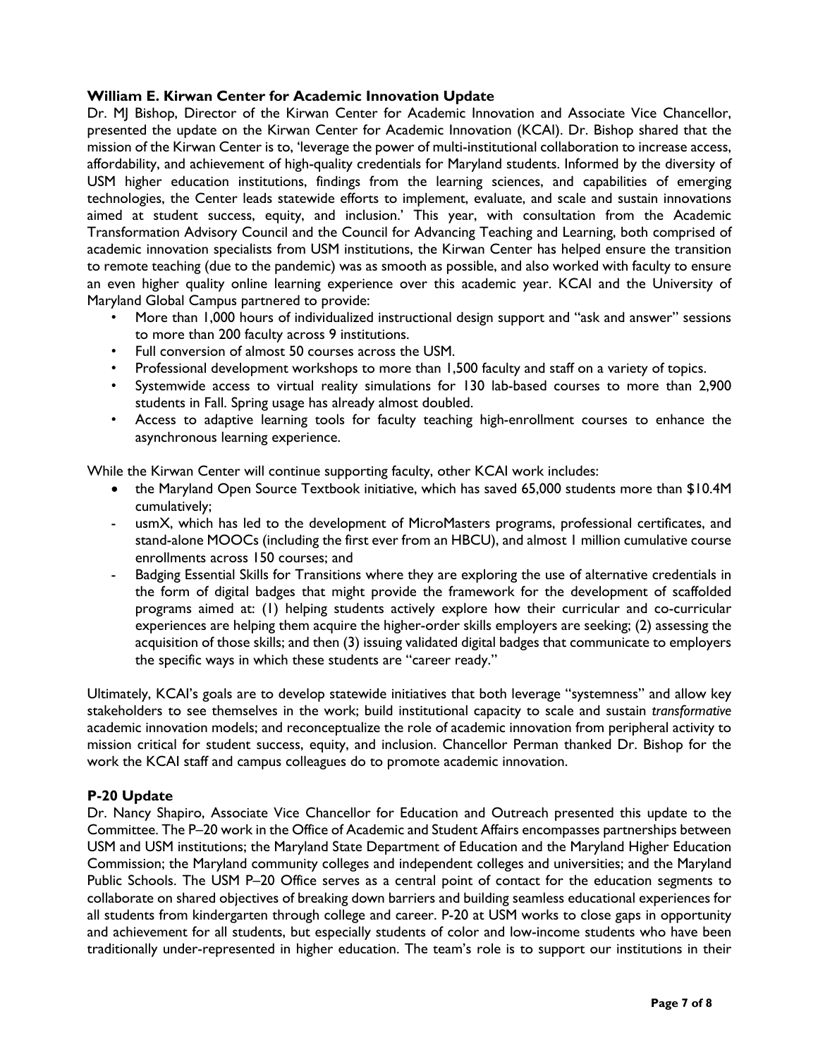**William E. Kirwan Center for Academic Innovation Update**

Dr. MJ Bishop, Director of the Kirwan Center for Academic Innovation and Associate Vice Chancellor, presented the update on the Kirwan Center for Academic Innovation (KCAI). Dr. Bishop shared that the mission of the Kirwan Center is to, 'leverage the power of multi-institutional collaboration to increase access, affordability, and achievement of high-quality credentials for Maryland students. Informed by the diversity of USM higher education institutions, findings from the learning sciences, and capabilities of emerging technologies, the Center leads statewide efforts to implement, evaluate, and scale and sustain innovations aimed at student success, equity, and inclusion.' This year, with consultation from the Academic Transformation Advisory Council and the Council for Advancing Teaching and Learning, both comprised of academic innovation specialists from USM institutions, the Kirwan Center has helped ensure the transition to remote teaching (due to the pandemic) was as smooth as possible, and also worked with faculty to ensure an even higher quality online learning experience over this academic year. KCAI and the University of Maryland Global Campus partnered to provide:

- More than 1,000 hours of individualized instructional design support and "ask and answer" sessions to more than 200 faculty across 9 institutions.
- Full conversion of almost 50 courses across the USM.
- Professional development workshops to more than 1,500 faculty and staff on a variety of topics.
- Systemwide access to virtual reality simulations for 130 lab-based courses to more than 2,900 students in Fall. Spring usage has already almost doubled.
- Access to adaptive learning tools for faculty teaching high-enrollment courses to enhance the asynchronous learning experience.

While the Kirwan Center will continue supporting faculty, other KCAI work includes:

- the Maryland Open Source Textbook initiative, which has saved 65,000 students more than $10.4M cumulatively;
- usmX, which has led to the development of MicroMasters programs, professional certificates, and stand-alone MOOCs (including the first ever from an HBCU), and almost 1 million cumulative course enrollments across 150 courses; and
- Badging Essential Skills for Transitions where they are exploring the use of alternative credentials in the form of digital badges that might provide the framework for the development of scaffolded programs aimed at: (1) helping students actively explore how their curricular and co-curricular experiences are helping them acquire the higher-order skills employers are seeking; (2) assessing the acquisition of those skills; and then (3) issuing validated digital badges that communicate to employers the specific ways in which these students are "career ready."

Ultimately, KCAI's goals are to develop statewide initiatives that both leverage "systemness" and allow key stakeholders to see themselves in the work; build institutional capacity to scale and sustain *transformative* academic innovation models; and reconceptualize the role of academic innovation from peripheral activity to mission critical for student success, equity, and inclusion. Chancellor Perman thanked Dr. Bishop for the work the KCAI staff and campus colleagues do to promote academic innovation.

**P-20 Update**

Dr. Nancy Shapiro, Associate Vice Chancellor for Education and Outreach presented this update to the Committee. The P–20 work in the Office of Academic and Student Affairs encompasses partnerships between USM and USM institutions; the Maryland State Department of Education and the Maryland Higher Education Commission; the Maryland community colleges and independent colleges and universities; and the Maryland Public Schools. The USM P–20 Office serves as a central point of contact for the education segments to collaborate on shared objectives of breaking down barriers and building seamless educational experiences for all students from kindergarten through college and career. P-20 at USM works to close gaps in opportunity and achievement for all students, but especially students of color and low-income students who have been traditionally under-represented in higher education. The team's role is to support our institutions in their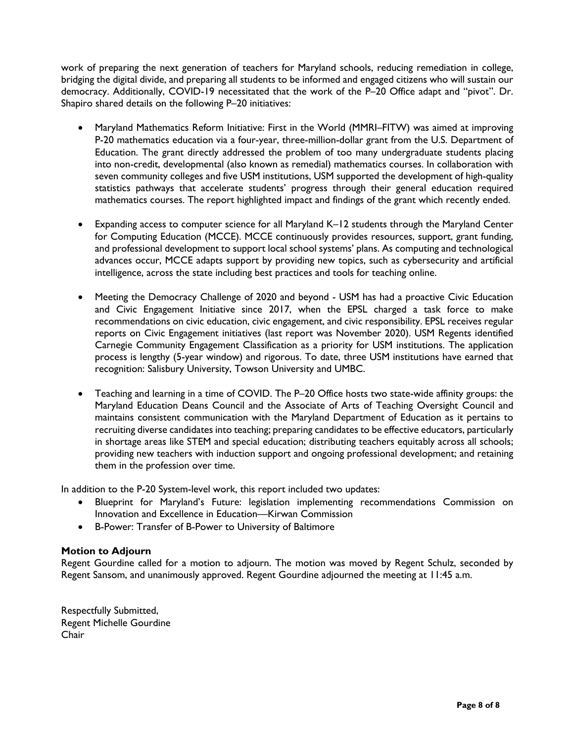work of preparing the next generation of teachers for Maryland schools, reducing remediation in college, bridging the digital divide, and preparing all students to be informed and engaged citizens who will sustain our democracy. Additionally, COVID-19 necessitated that the work of the P–20 Office adapt and "pivot". Dr. Shapiro shared details on the following P–20 initiatives:

- Maryland Mathematics Reform Initiative: First in the World (MMRI–FITW) was aimed at improving P-20 mathematics education via a four-year, three-million-dollar grant from the U.S. Department of Education. The grant directly addressed the problem of too many undergraduate students placing into non-credit, developmental (also known as remedial) mathematics courses. In collaboration with seven community colleges and five USM institutions, USM supported the development of high-quality statistics pathways that accelerate students' progress through their general education required mathematics courses. The report highlighted impact and findings of the grant which recently ended.

- Expanding access to computer science for all Maryland K–12 students through the Maryland Center for Computing Education (MCCE). MCCE continuously provides resources, support, grant funding, and professional development to support local school systems' plans. As computing and technological advances occur, MCCE adapts support by providing new topics, such as cybersecurity and artificial intelligence, across the state including best practices and tools for teaching online.

- Meeting the Democracy Challenge of 2020 and beyond - USM has had a proactive Civic Education and Civic Engagement Initiative since 2017, when the EPSL charged a task force to make recommendations on civic education, civic engagement, and civic responsibility. EPSL receives regular reports on Civic Engagement initiatives (last report was November 2020). USM Regents identified Carnegie Community Engagement Classification as a priority for USM institutions. The application process is lengthy (5-year window) and rigorous. To date, three USM institutions have earned that recognition: Salisbury University, Towson University and UMBC.

- Teaching and learning in a time of COVID. The P–20 Office hosts two state-wide affinity groups: the Maryland Education Deans Council and the Associate of Arts of Teaching Oversight Council and maintains consistent communication with the Maryland Department of Education as it pertains to recruiting diverse candidates into teaching; preparing candidates to be effective educators, particularly in shortage areas like STEM and special education; distributing teachers equitably across all schools; providing new teachers with induction support and ongoing professional development; and retaining them in the profession over time.

In addition to the P-20 System-level work, this report included two updates:

- Blueprint for Maryland's Future: legislation implementing recommendations Commission on Innovation and Excellence in Education—Kirwan Commission
- B-Power: Transfer of B-Power to University of Baltimore

**Motion to Adjourn**

Regent Gourdine called for a motion to adjourn. The motion was moved by Regent Schulz, seconded by Regent Sansom, and unanimously approved. Regent Gourdine adjourned the meeting at 11:45 a.m.

Respectfully Submitted,
Regent Michelle Gourdine
Chair